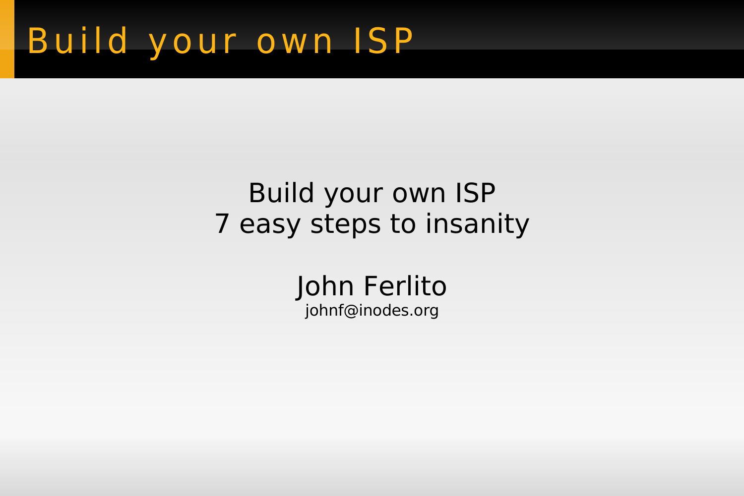# Build your own ISP

Build your own ISP
7 easy steps to insanity

John Ferlito
johnf@inodes.org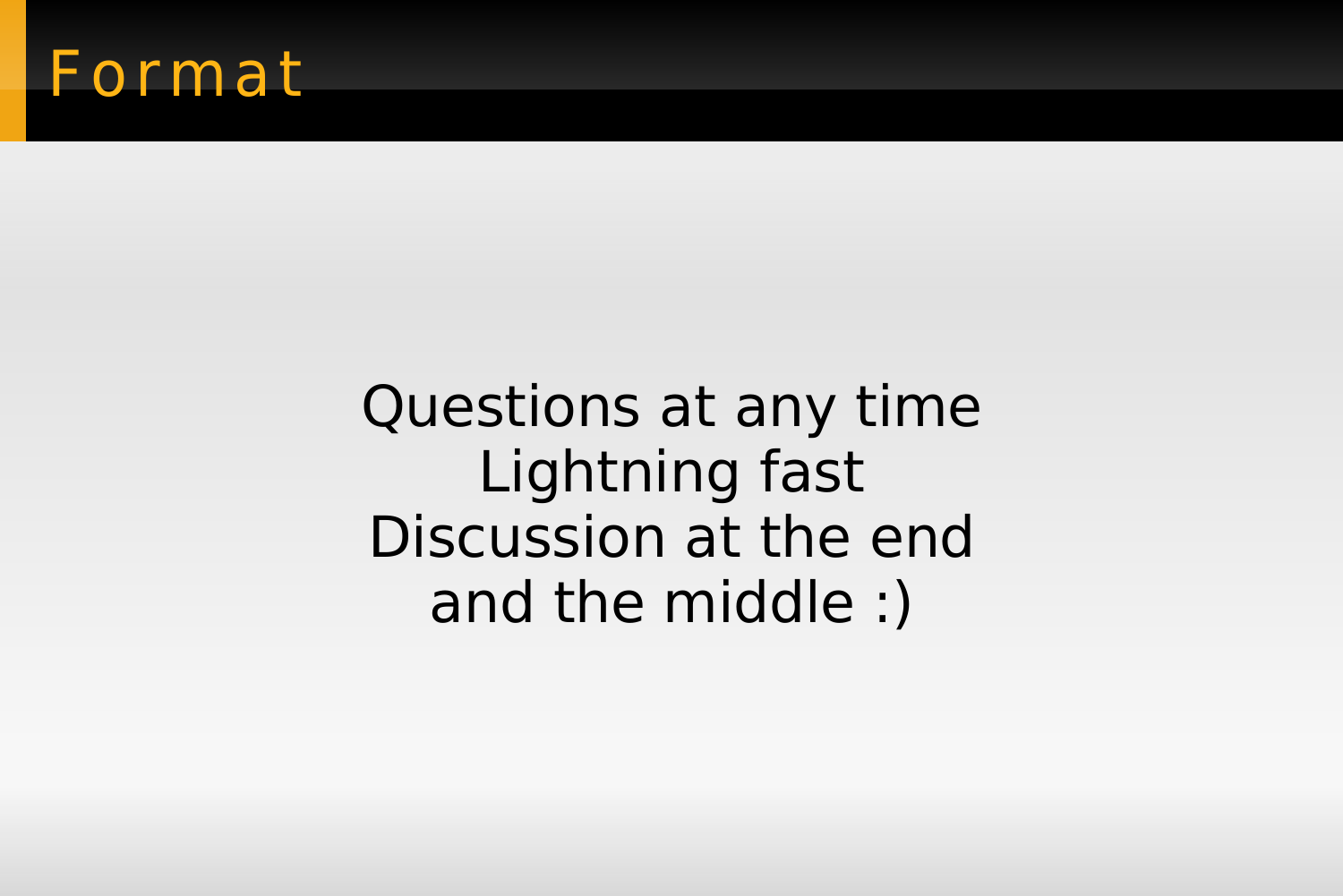# Format

Questions at any time
Lightning fast
Discussion at the end
and the middle :)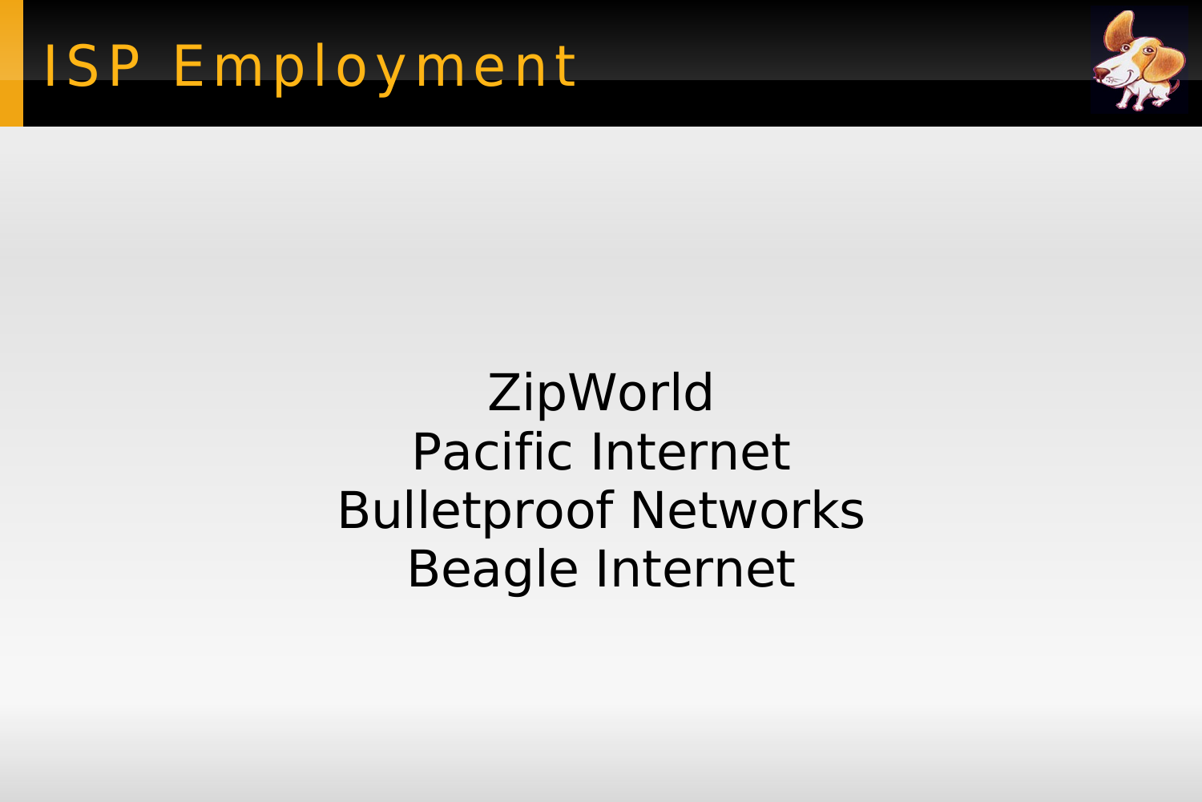# ISP Employment

ZipWorld
Pacific Internet
Bulletproof Networks
Beagle Internet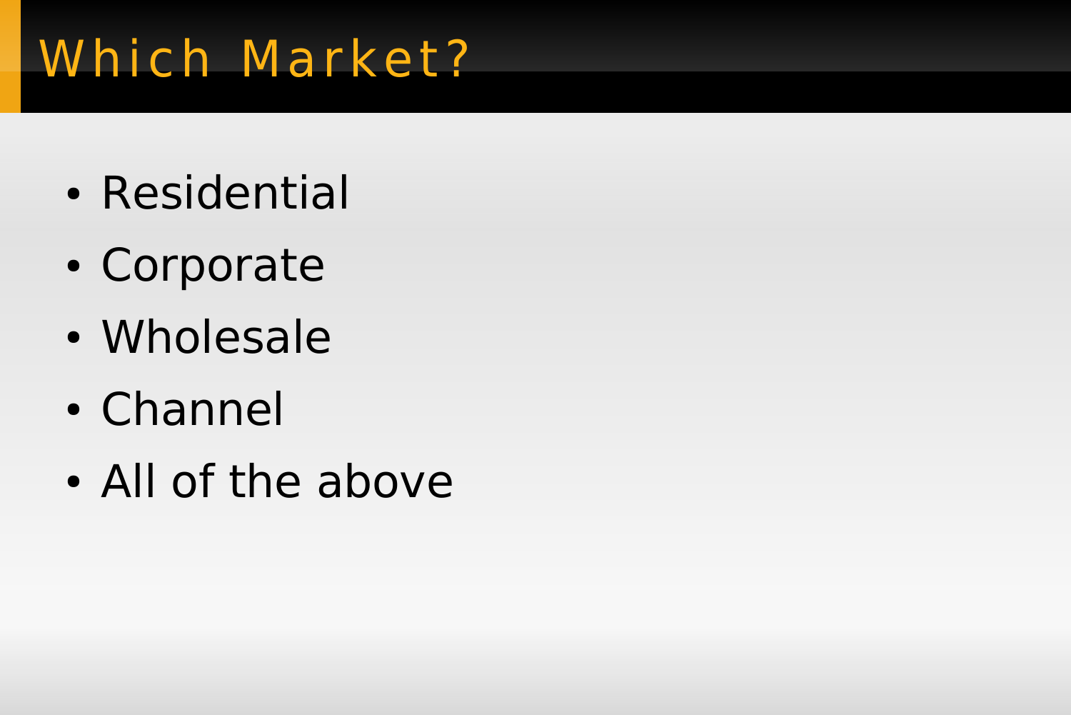# Which Market?

- Residential
- Corporate
- Wholesale
- Channel
- All of the above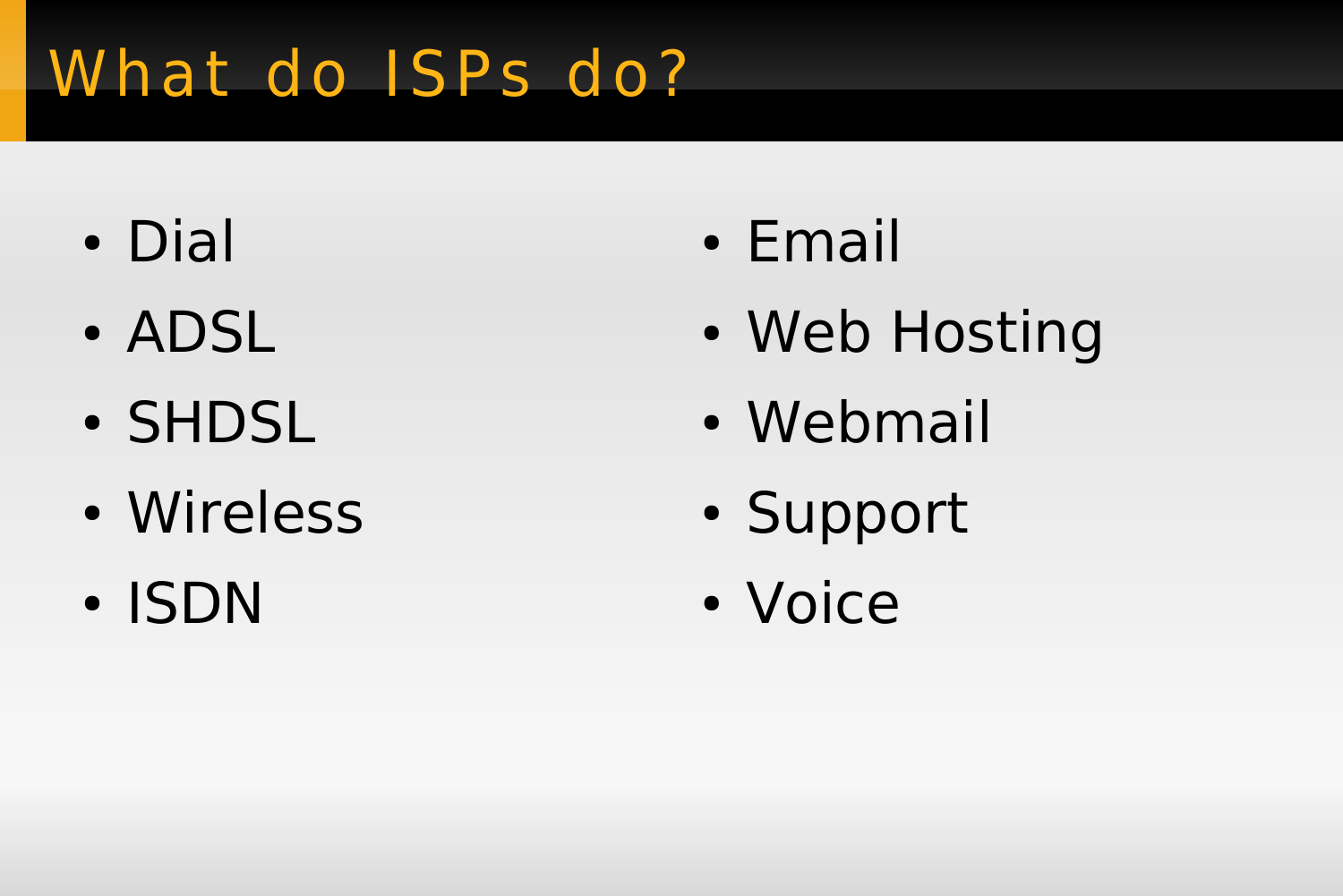# What do ISPs do?

- Dial
- ADSL
- SHDSL
- Wireless
- ISDN

- Email
- Web Hosting
- Webmail
- Support
- Voice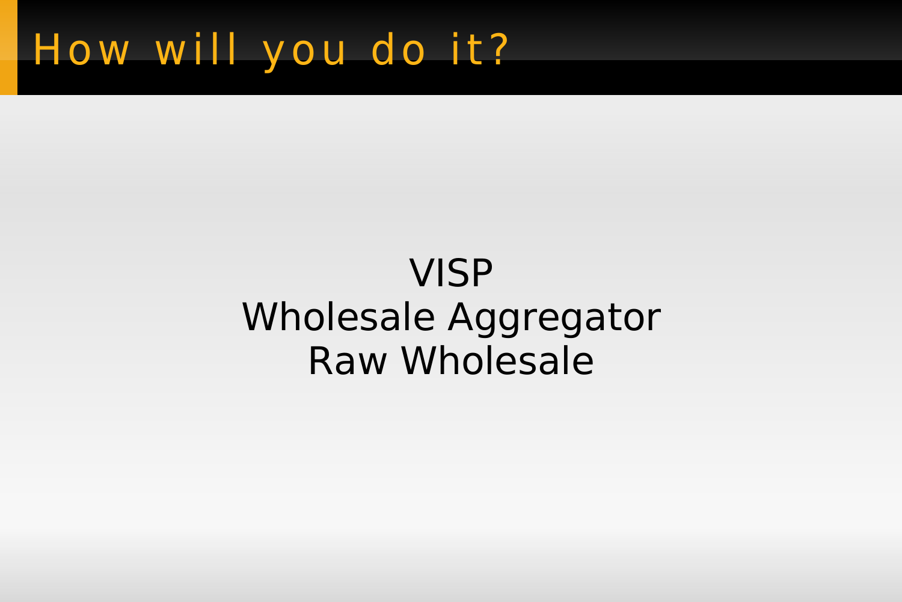# How will you do it?

VISP
Wholesale Aggregator
Raw Wholesale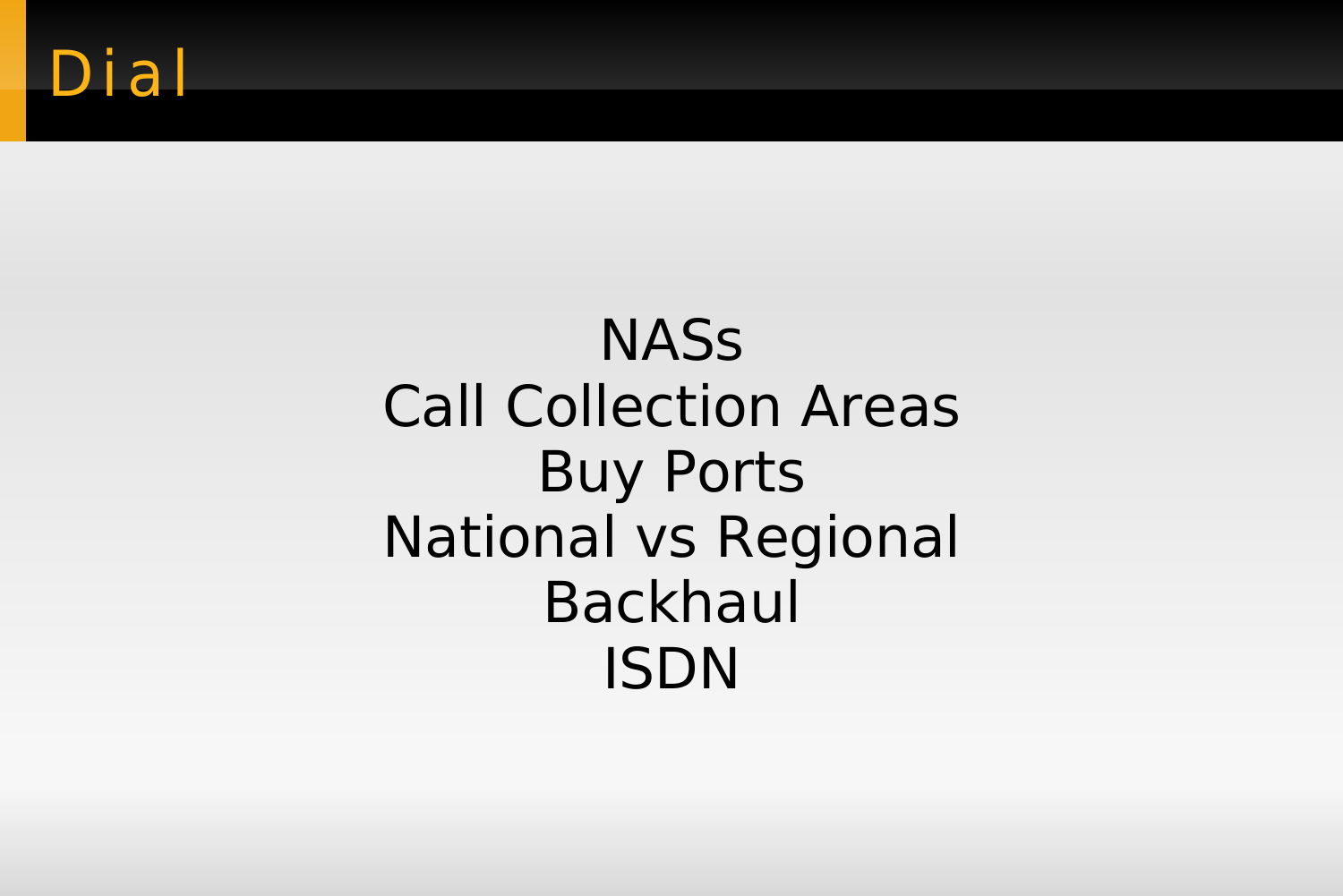# Dial

NASs

Call Collection Areas

Buy Ports

National vs Regional

Backhaul

ISDN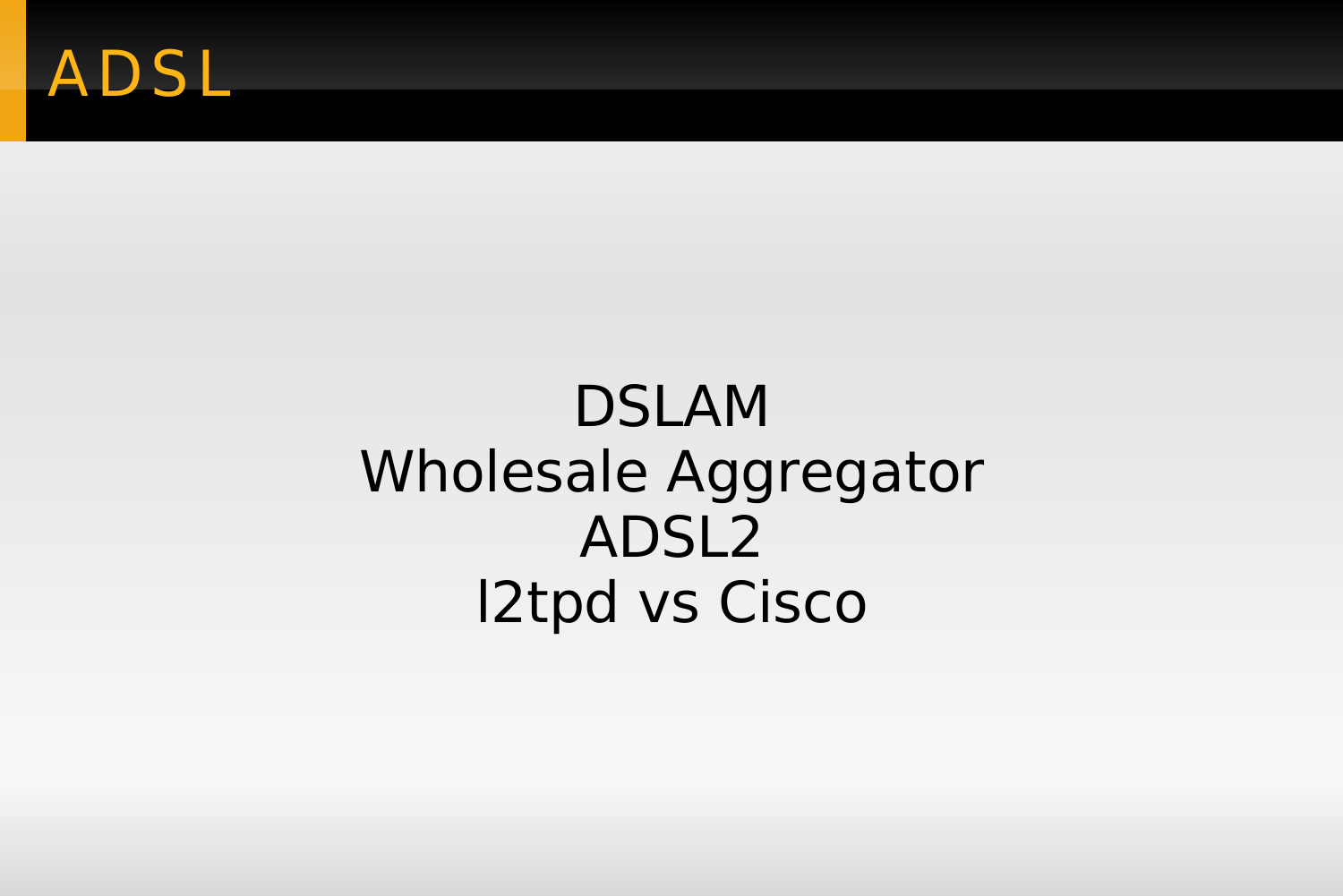# ADSL

DSLAM
Wholesale Aggregator
ADSL2
l2tpd vs Cisco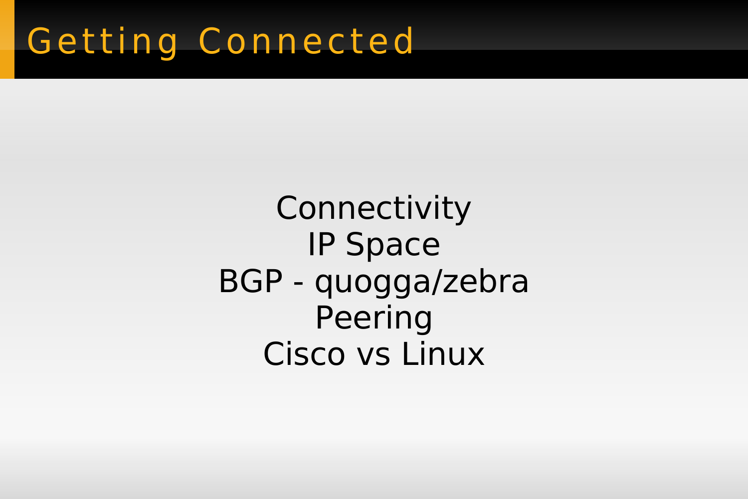# Getting Connected

Connectivity
IP Space
BGP - quogga/zebra
Peering
Cisco vs Linux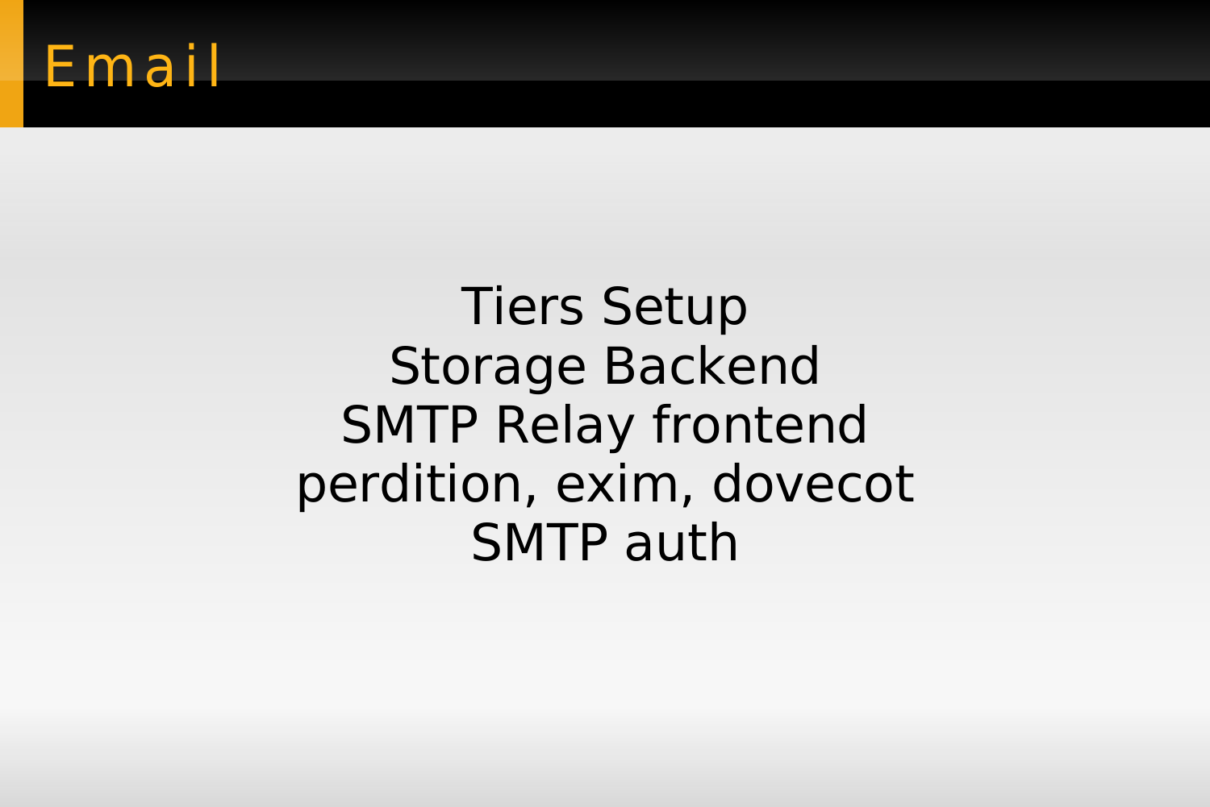# Email

Tiers Setup
Storage Backend
SMTP Relay frontend
perdition, exim, dovecot
SMTP auth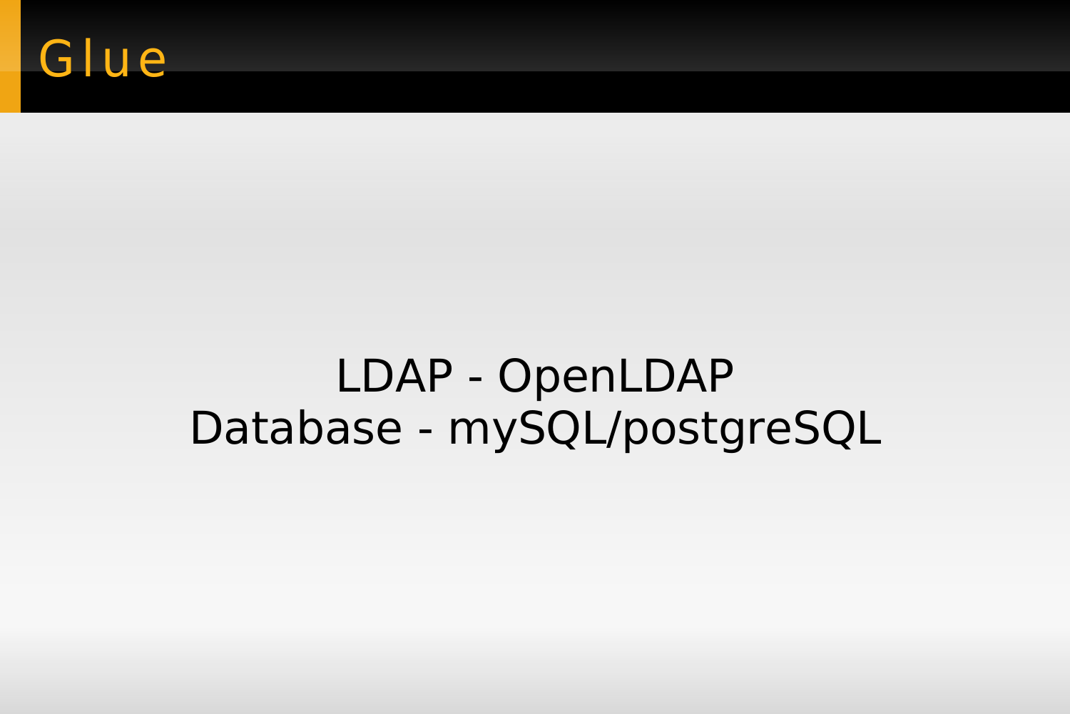# Glue

LDAP - OpenLDAP

Database - mySQL/postgreSQL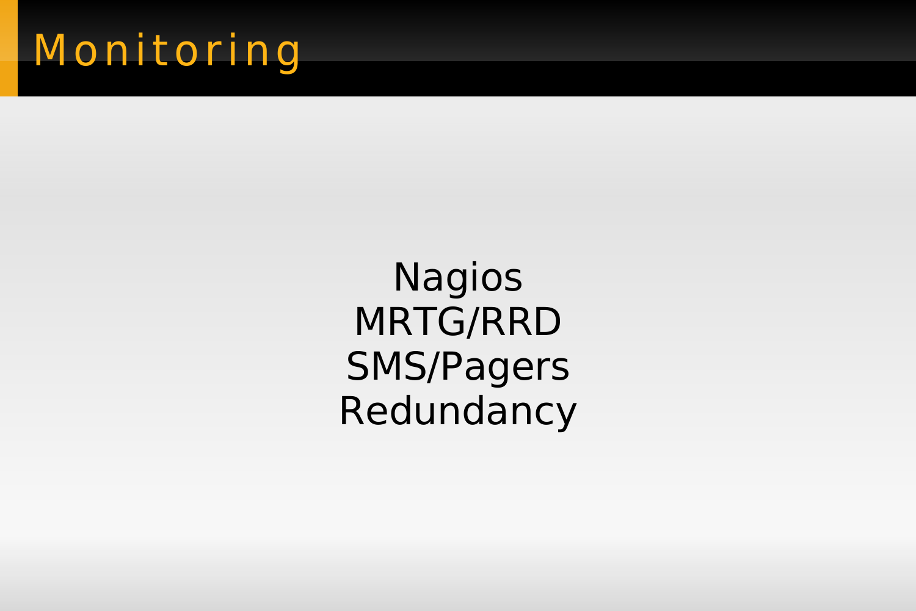# Monitoring

Nagios
MRTG/RRD
SMS/Pagers
Redundancy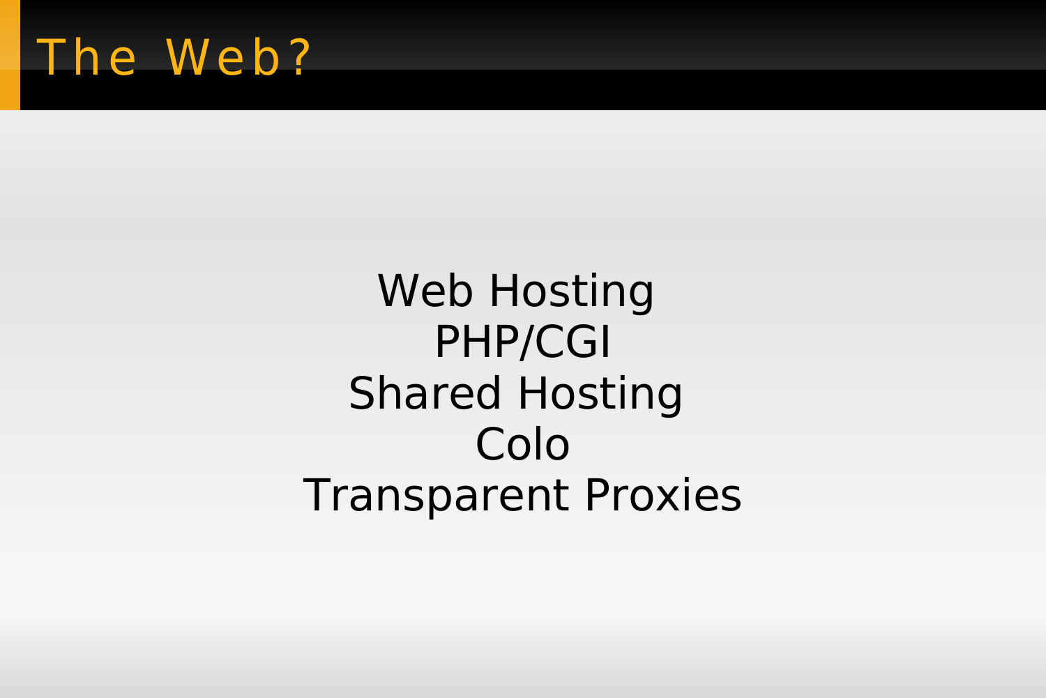# The Web?

Web Hosting
PHP/CGI
Shared Hosting
Colo
Transparent Proxies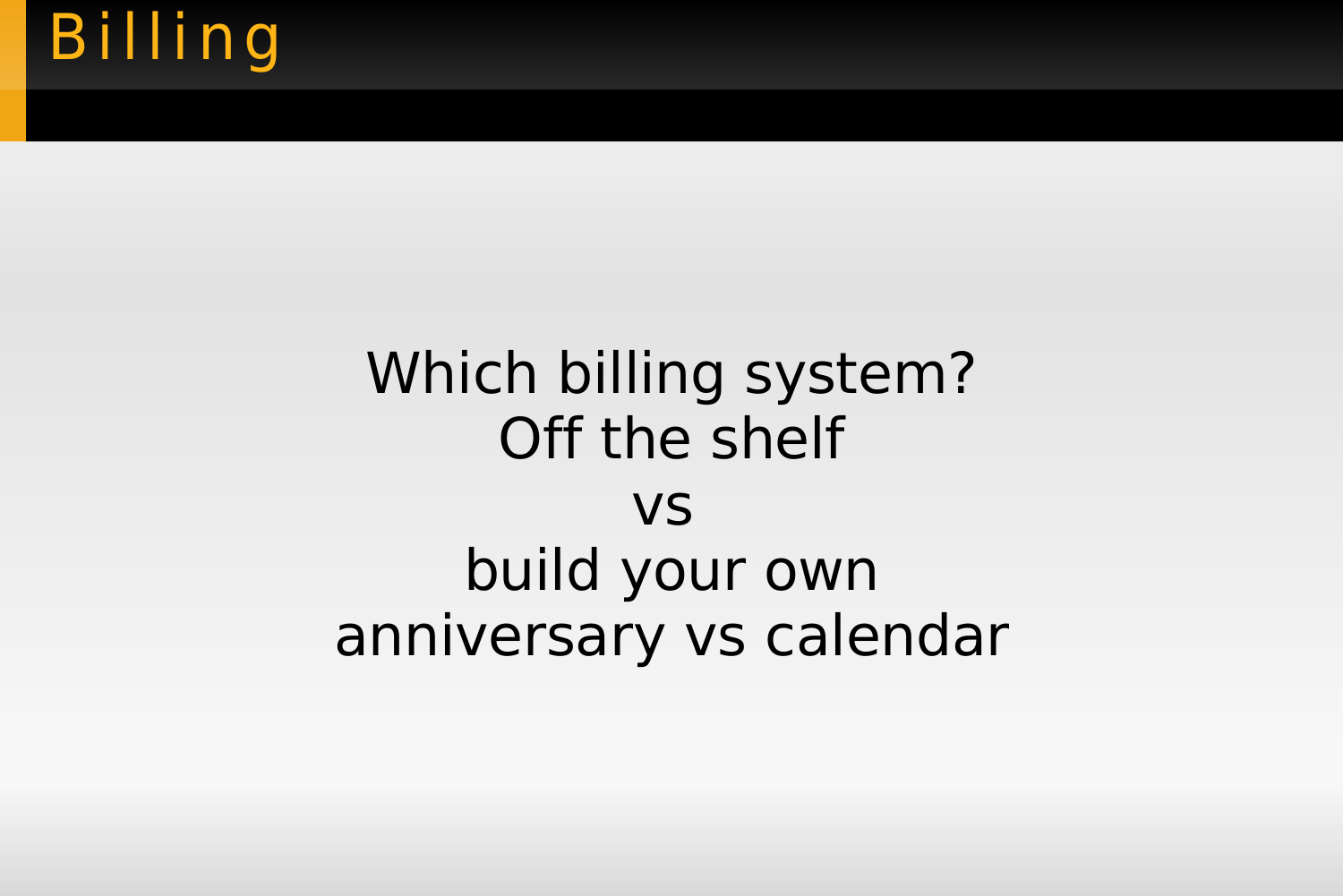# Billing

Which billing system?
Off the shelf
vs
build your own
anniversary vs calendar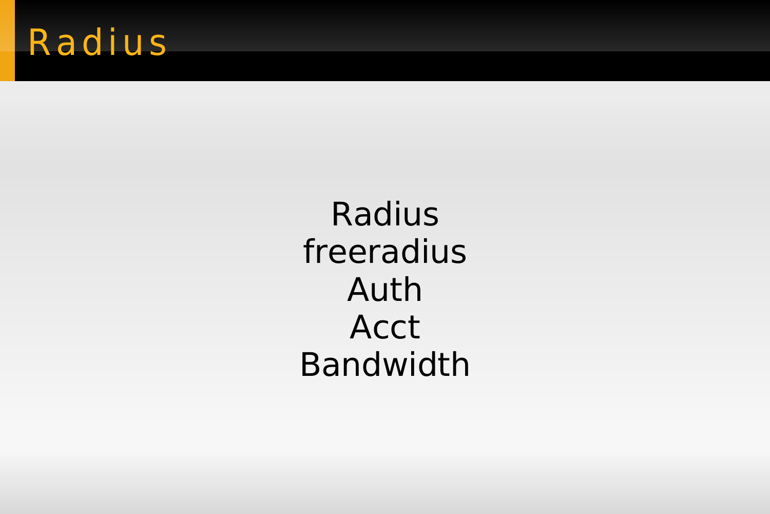# Radius

Radius
freeradius
Auth
Acct
Bandwidth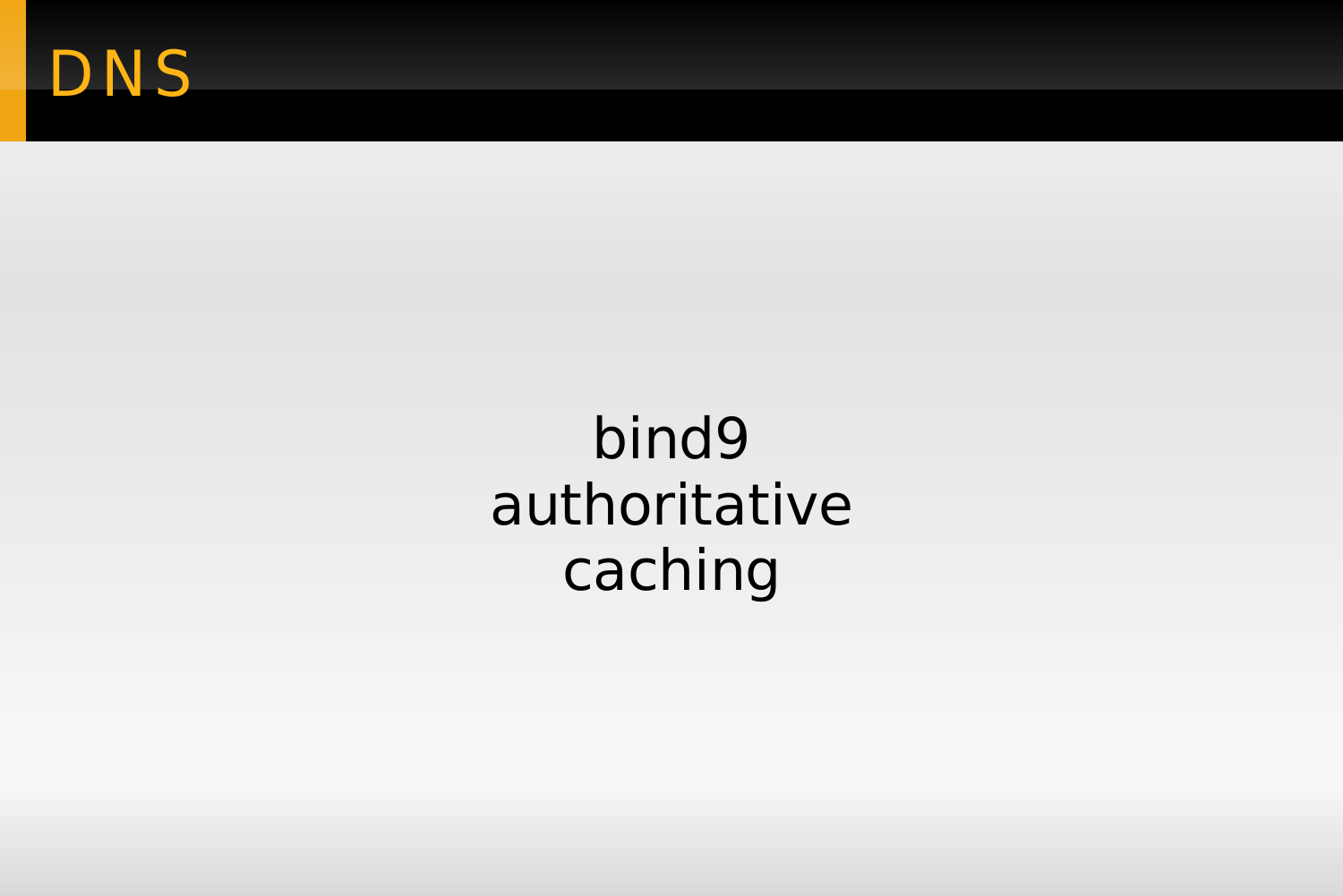# DNS

bind9

authoritative

caching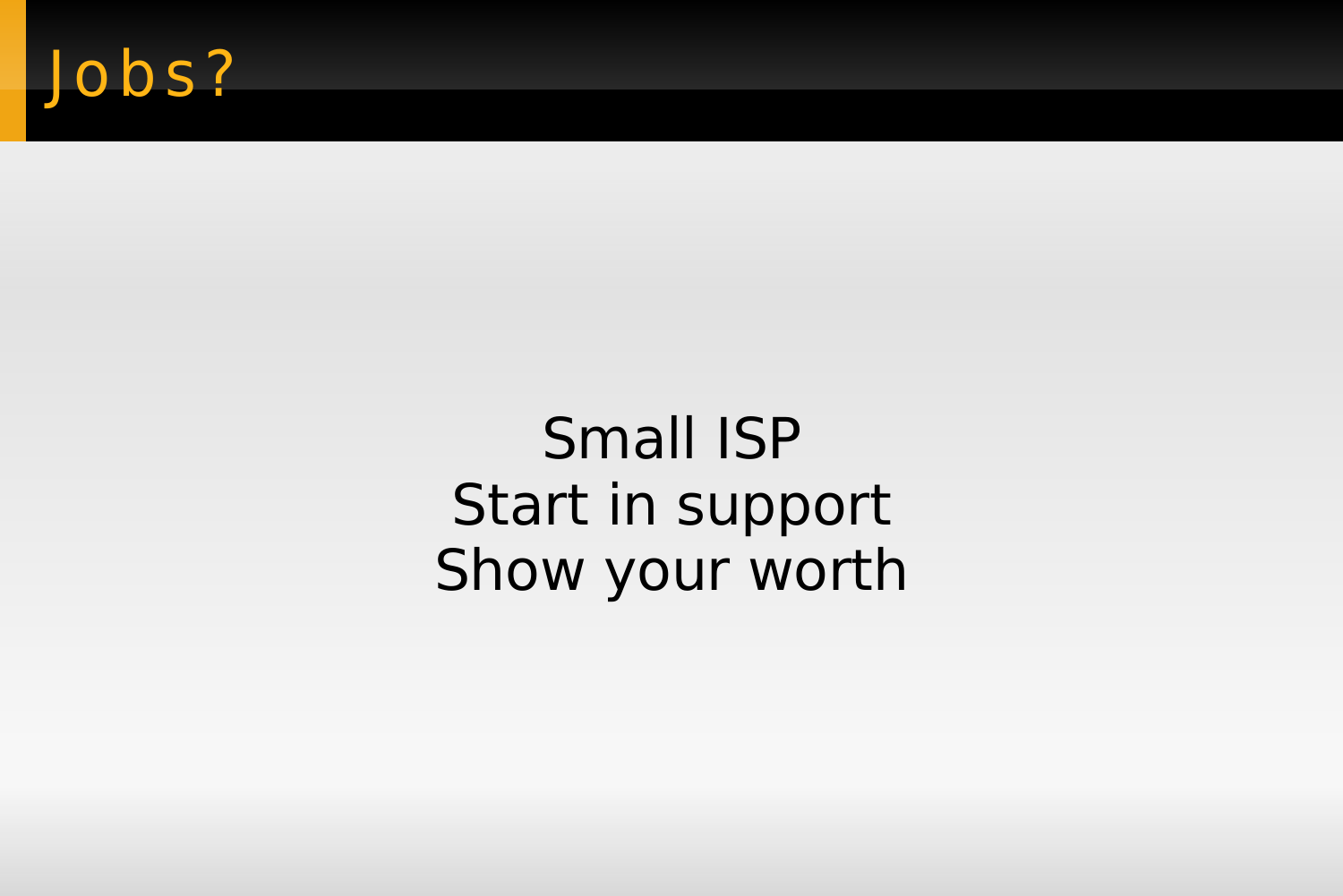# Jobs?

Small ISP
Start in support
Show your worth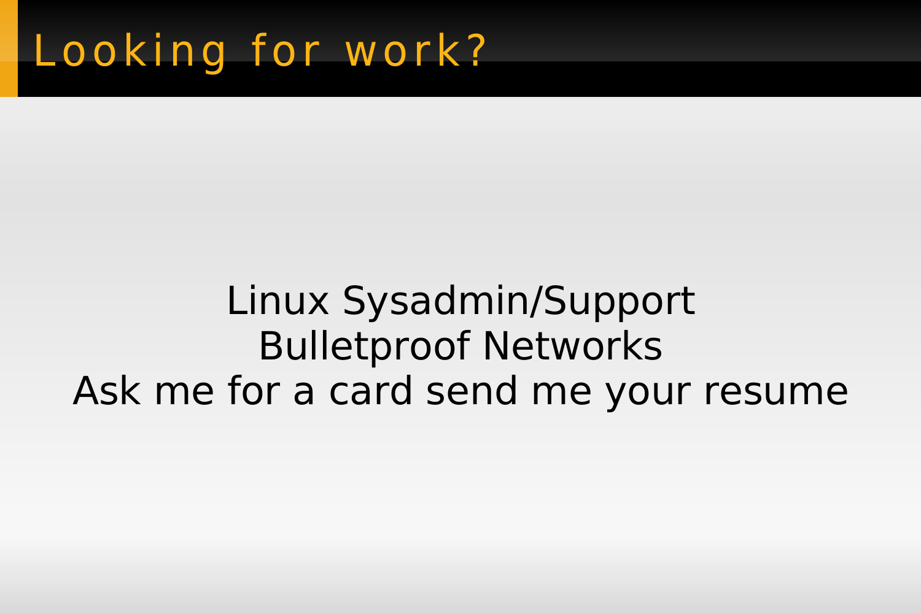# Looking for work?

Linux Sysadmin/Support
Bulletproof Networks
Ask me for a card send me your resume